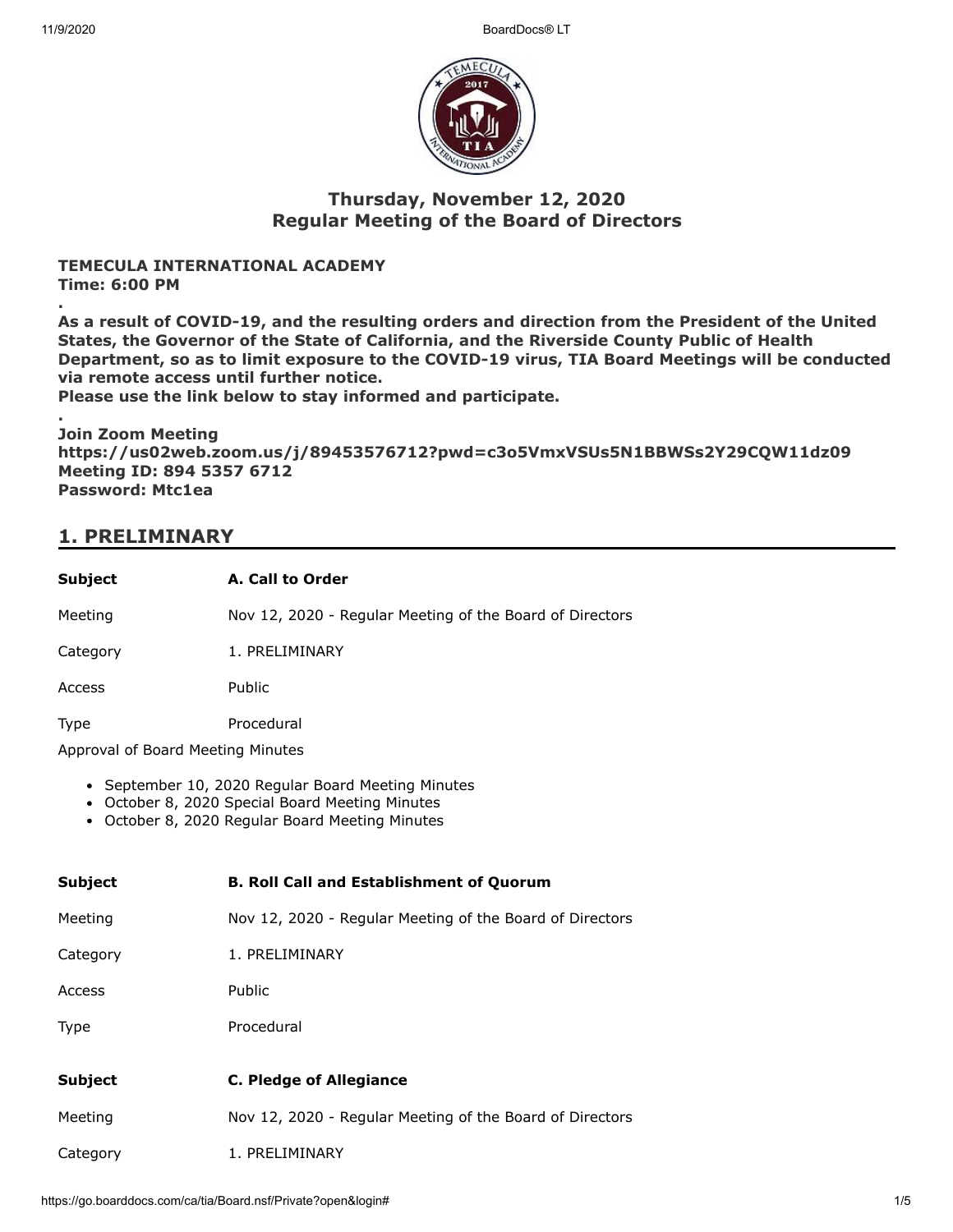## Thursday, November 12, 2020
## Regular Meeting of the Board of Directors

**TEMECULA INTERNATIONAL ACADEMY**
**Time: 6:00 PM**

**.**
**As a result of COVID-19, and the resulting orders and direction from the President of the United States, the Governor of the State of California, and the Riverside County Public of Health Department, so as to limit exposure to the COVID-19 virus, TIA Board Meetings will be conducted via remote access until further notice.**
**Please use the link below to stay informed and participate.**
**.**
**Join Zoom Meeting**
**https://us02web.zoom.us/j/89453576712?pwd=c3o5VmxVSUs5N1BBWSs2Y29CQW11dz09**
**Meeting ID: 894 5357 6712**
**Password: Mtc1ea**

## 1. PRELIMINARY

| **Subject** | **A. Call to Order** |
|---|---|
| Meeting | Nov 12, 2020 - Regular Meeting of the Board of Directors |
| Category | 1. PRELIMINARY |
| Access | Public |
| Type | Procedural |

Approval of Board Meeting Minutes

- September 10, 2020 Regular Board Meeting Minutes
- October 8, 2020 Special Board Meeting Minutes
- October 8, 2020 Regular Board Meeting Minutes

| **Subject** | **B. Roll Call and Establishment of Quorum** |
|---|---|
| Meeting | Nov 12, 2020 - Regular Meeting of the Board of Directors |
| Category | 1. PRELIMINARY |
| Access | Public |
| Type | Procedural |

| **Subject** | **C. Pledge of Allegiance** |
|---|---|
| Meeting | Nov 12, 2020 - Regular Meeting of the Board of Directors |
| Category | 1. PRELIMINARY |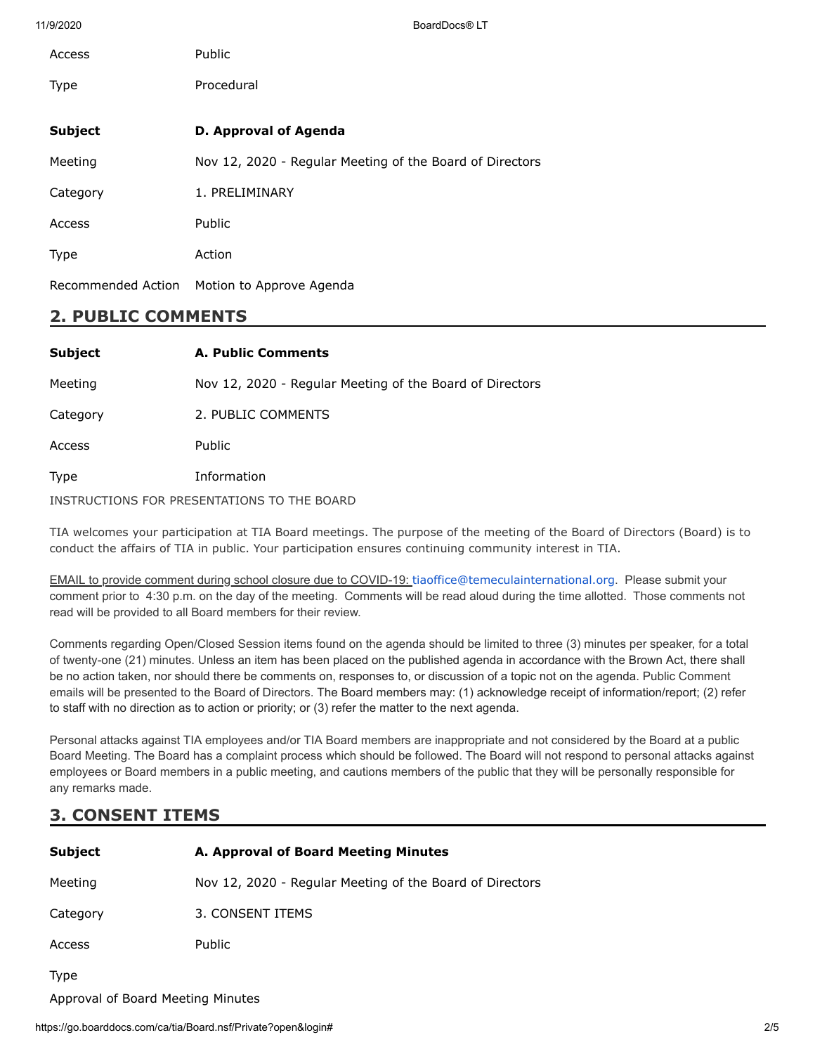| | |
|---|---|
| Access | Public |
| Type | Procedural |

| | |
|---|---|
| **Subject** | **D. Approval of Agenda** |
| Meeting | Nov 12, 2020 - Regular Meeting of the Board of Directors |
| Category | 1. PRELIMINARY |
| Access | Public |
| Type | Action |
| Recommended Action | Motion to Approve Agenda |

## 2. PUBLIC COMMENTS

| | |
|---|---|
| **Subject** | **A. Public Comments** |
| Meeting | Nov 12, 2020 - Regular Meeting of the Board of Directors |
| Category | 2. PUBLIC COMMENTS |
| Access | Public |
| Type | Information |

INSTRUCTIONS FOR PRESENTATIONS TO THE BOARD

TIA welcomes your participation at TIA Board meetings. The purpose of the meeting of the Board of Directors (Board) is to conduct the affairs of TIA in public. Your participation ensures continuing community interest in TIA.

EMAIL to provide comment during school closure due to COVID-19: tiaoffice@temeculainternational.org. Please submit your comment prior to 4:30 p.m. on the day of the meeting. Comments will be read aloud during the time allotted. Those comments not read will be provided to all Board members for their review.

Comments regarding Open/Closed Session items found on the agenda should be limited to three (3) minutes per speaker, for a total of twenty-one (21) minutes. Unless an item has been placed on the published agenda in accordance with the Brown Act, there shall be no action taken, nor should there be comments on, responses to, or discussion of a topic not on the agenda. Public Comment emails will be presented to the Board of Directors. The Board members may: (1) acknowledge receipt of information/report; (2) refer to staff with no direction as to action or priority; or (3) refer the matter to the next agenda.

Personal attacks against TIA employees and/or TIA Board members are inappropriate and not considered by the Board at a public Board Meeting. The Board has a complaint process which should be followed. The Board will not respond to personal attacks against employees or Board members in a public meeting, and cautions members of the public that they will be personally responsible for any remarks made.

## 3. CONSENT ITEMS

| | |
|---|---|
| **Subject** | **A. Approval of Board Meeting Minutes** |
| Meeting | Nov 12, 2020 - Regular Meeting of the Board of Directors |
| Category | 3. CONSENT ITEMS |
| Access | Public |
| Type | |

Approval of Board Meeting Minutes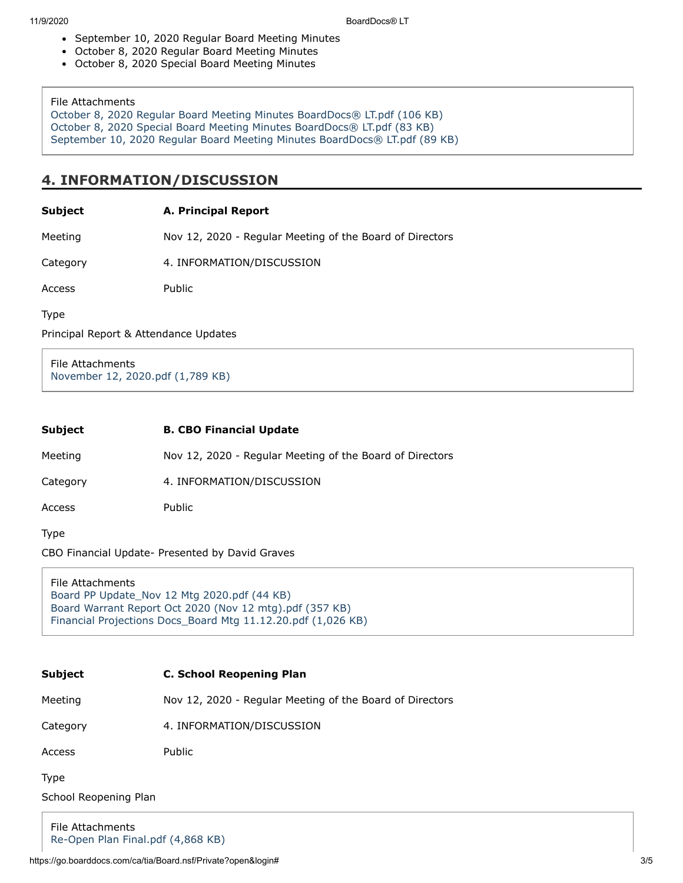- September 10, 2020 Regular Board Meeting Minutes
- October 8, 2020 Regular Board Meeting Minutes
- October 8, 2020 Special Board Meeting Minutes

File Attachments
October 8, 2020 Regular Board Meeting Minutes BoardDocs® LT.pdf (106 KB)
October 8, 2020 Special Board Meeting Minutes BoardDocs® LT.pdf (83 KB)
September 10, 2020 Regular Board Meeting Minutes BoardDocs® LT.pdf (89 KB)

## 4. INFORMATION/DISCUSSION

| | |
|---|---|
| **Subject** | **A. Principal Report** |
| Meeting | Nov 12, 2020 - Regular Meeting of the Board of Directors |
| Category | 4. INFORMATION/DISCUSSION |
| Access | Public |

Type

Principal Report & Attendance Updates

File Attachments
November 12, 2020.pdf (1,789 KB)

| | |
|---|---|
| **Subject** | **B. CBO Financial Update** |
| Meeting | Nov 12, 2020 - Regular Meeting of the Board of Directors |
| Category | 4. INFORMATION/DISCUSSION |
| Access | Public |

Type

CBO Financial Update- Presented by David Graves

File Attachments
Board PP Update_Nov 12 Mtg 2020.pdf (44 KB)
Board Warrant Report Oct 2020 (Nov 12 mtg).pdf (357 KB)
Financial Projections Docs_Board Mtg 11.12.20.pdf (1,026 KB)

| | |
|---|---|
| **Subject** | **C. School Reopening Plan** |
| Meeting | Nov 12, 2020 - Regular Meeting of the Board of Directors |
| Category | 4. INFORMATION/DISCUSSION |
| Access | Public |

Type

School Reopening Plan

File Attachments
Re-Open Plan Final.pdf (4,868 KB)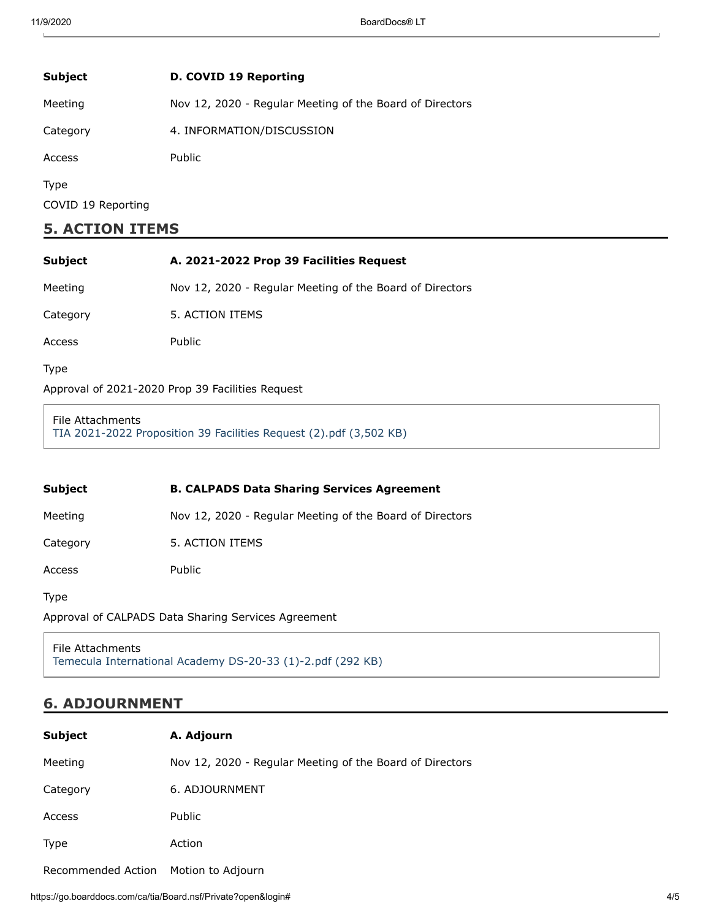| | |
|---|---|
| **Subject** | **D. COVID 19 Reporting** |
| Meeting | Nov 12, 2020 - Regular Meeting of the Board of Directors |
| Category | 4. INFORMATION/DISCUSSION |
| Access | Public |

Type

COVID 19 Reporting

## 5. ACTION ITEMS

| | |
|---|---|
| **Subject** | **A. 2021-2022 Prop 39 Facilities Request** |
| Meeting | Nov 12, 2020 - Regular Meeting of the Board of Directors |
| Category | 5. ACTION ITEMS |
| Access | Public |

Type

Approval of 2021-2020 Prop 39 Facilities Request

File Attachments
TIA 2021-2022 Proposition 39 Facilities Request (2).pdf (3,502 KB)

| | |
|---|---|
| **Subject** | **B. CALPADS Data Sharing Services Agreement** |
| Meeting | Nov 12, 2020 - Regular Meeting of the Board of Directors |
| Category | 5. ACTION ITEMS |
| Access | Public |

Type

Approval of CALPADS Data Sharing Services Agreement

File Attachments
Temecula International Academy DS-20-33 (1)-2.pdf (292 KB)

## 6. ADJOURNMENT

| | |
|---|---|
| **Subject** | **A. Adjourn** |
| Meeting | Nov 12, 2020 - Regular Meeting of the Board of Directors |
| Category | 6. ADJOURNMENT |
| Access | Public |
| Type | Action |
| Recommended Action | Motion to Adjourn |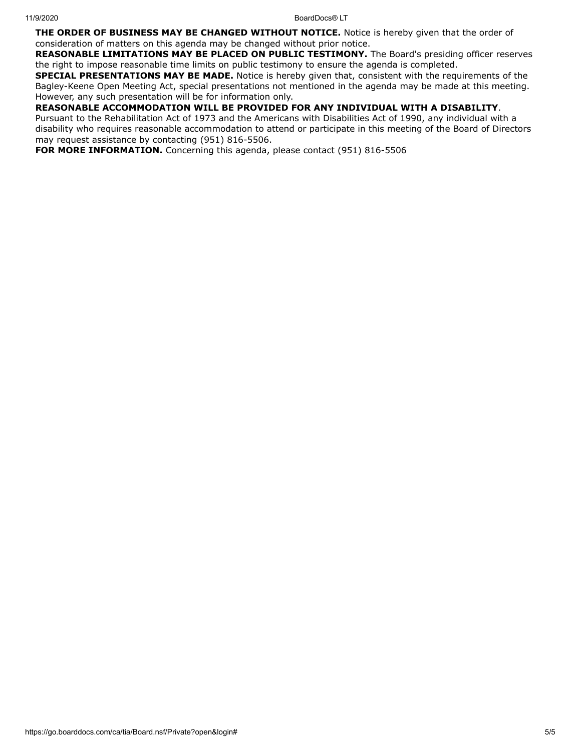**THE ORDER OF BUSINESS MAY BE CHANGED WITHOUT NOTICE.** Notice is hereby given that the order of consideration of matters on this agenda may be changed without prior notice.

**REASONABLE LIMITATIONS MAY BE PLACED ON PUBLIC TESTIMONY.** The Board's presiding officer reserves the right to impose reasonable time limits on public testimony to ensure the agenda is completed.

**SPECIAL PRESENTATIONS MAY BE MADE.** Notice is hereby given that, consistent with the requirements of the Bagley-Keene Open Meeting Act, special presentations not mentioned in the agenda may be made at this meeting. However, any such presentation will be for information only.

**REASONABLE ACCOMMODATION WILL BE PROVIDED FOR ANY INDIVIDUAL WITH A DISABILITY**. Pursuant to the Rehabilitation Act of 1973 and the Americans with Disabilities Act of 1990, any individual with a disability who requires reasonable accommodation to attend or participate in this meeting of the Board of Directors may request assistance by contacting (951) 816-5506.

**FOR MORE INFORMATION.** Concerning this agenda, please contact (951) 816-5506